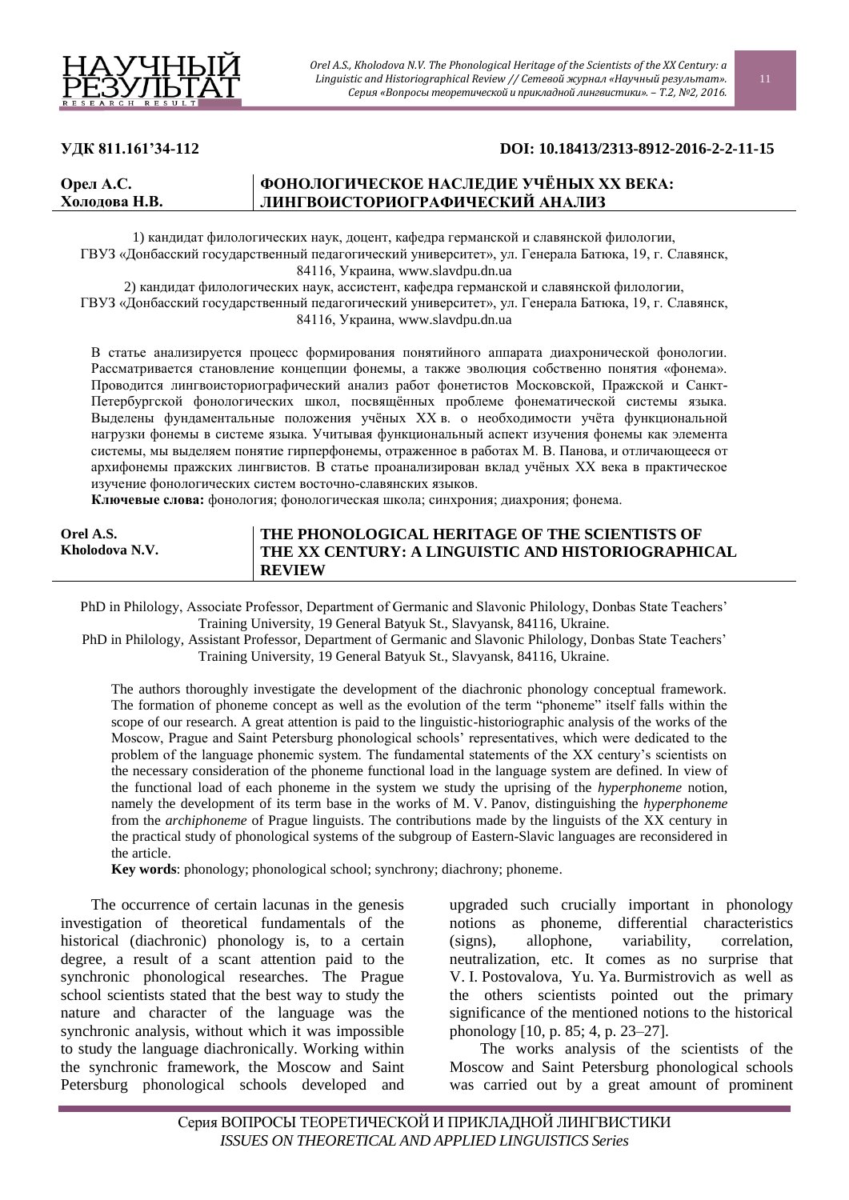**УДК 811.161'34-112**

**DOI: 10.18413/2313-8912-2016-2-2-11-15**

**Орел А.С.**
**Холодова Н.В.**

# ФОНОЛОГИЧЕСКОЕ НАСЛЕДИЕ УЧЁНЫХ XX ВЕКА: ЛИНГВОИСТОРИОГРАФИЧЕСКИЙ АНАЛИЗ

1) кандидат филологических наук, доцент, кафедра германской и славянской филологии, ГВУЗ «Донбасский государственный педагогический университет», ул. Генерала Батюка, 19, г. Славянск, 84116, Украина, www.slavdpu.dn.ua

2) кандидат филологических наук, ассистент, кафедра германской и славянской филологии, ГВУЗ «Донбасский государственный педагогический университет», ул. Генерала Батюка, 19, г. Славянск, 84116, Украина, www.slavdpu.dn.ua

В статье анализируется процесс формирования понятийного аппарата диахронической фонологии. Рассматривается становление концепции фонемы, а также эволюция собственно понятия «фонема». Проводится лингвоисториографический анализ работ фонетистов Московской, Пражской и Санкт-Петербургской фонологических школ, посвящённых проблеме фонематической системы языка. Выделены фундаментальные положения учёных XX в. о необходимости учёта функциональной нагрузки фонемы в системе языка. Учитывая функциональный аспект изучения фонемы как элемента системы, мы выделяем понятие гиперфонемы, отраженное в работах М. В. Панова, и отличающееся от архифонемы пражских лингвистов. В статье проанализирован вклад учёных XX века в практическое изучение фонологических систем восточно-славянских языков.

**Ключевые слова:** фонология; фонологическая школа; синхрония; диахрония; фонема.

**Orel A.S.**
**Kholodova N.V.**

# THE PHONOLOGICAL HERITAGE OF THE SCIENTISTS OF THE XX CENTURY: A LINGUISTIC AND HISTORIOGRAPHICAL REVIEW

PhD in Philology, Associate Professor, Department of Germanic and Slavonic Philology, Donbas State Teachers' Training University, 19 General Batyuk St., Slavyansk, 84116, Ukraine.

PhD in Philology, Assistant Professor, Department of Germanic and Slavonic Philology, Donbas State Teachers' Training University, 19 General Batyuk St., Slavyansk, 84116, Ukraine.

The authors thoroughly investigate the development of the diachronic phonology conceptual framework. The formation of phoneme concept as well as the evolution of the term "phoneme" itself falls within the scope of our research. A great attention is paid to the linguistic-historiographic analysis of the works of the Moscow, Prague and Saint Petersburg phonological schools' representatives, which were dedicated to the problem of the language phonemic system. The fundamental statements of the XX century's scientists on the necessary consideration of the phoneme functional load in the language system are defined. In view of the functional load of each phoneme in the system we study the uprising of the *hyperphoneme* notion, namely the development of its term base in the works of M. V. Panov, distinguishing the *hyperphoneme* from the *archiphoneme* of Prague linguists. The contributions made by the linguists of the XX century in the practical study of phonological systems of the subgroup of Eastern-Slavic languages are reconsidered in the article.

**Key words**: phonology; phonological school; synchrony; diachrony; phoneme.

The occurrence of certain lacunas in the genesis investigation of theoretical fundamentals of the historical (diachronic) phonology is, to a certain degree, a result of a scant attention paid to the synchronic phonological researches. The Prague school scientists stated that the best way to study the nature and character of the language was the synchronic analysis, without which it was impossible to study the language diachronically. Working within the synchronic framework, the Moscow and Saint Petersburg phonological schools developed and upgraded such crucially important in phonology notions as phoneme, differential characteristics (signs), allophone, variability, correlation, neutralization, etc. It comes as no surprise that V. I. Postovalova, Yu. Ya. Burmistrovich as well as the others scientists pointed out the primary significance of the mentioned notions to the historical phonology [10, p. 85; 4, p. 23–27].

The works analysis of the scientists of the Moscow and Saint Petersburg phonological schools was carried out by a great amount of prominent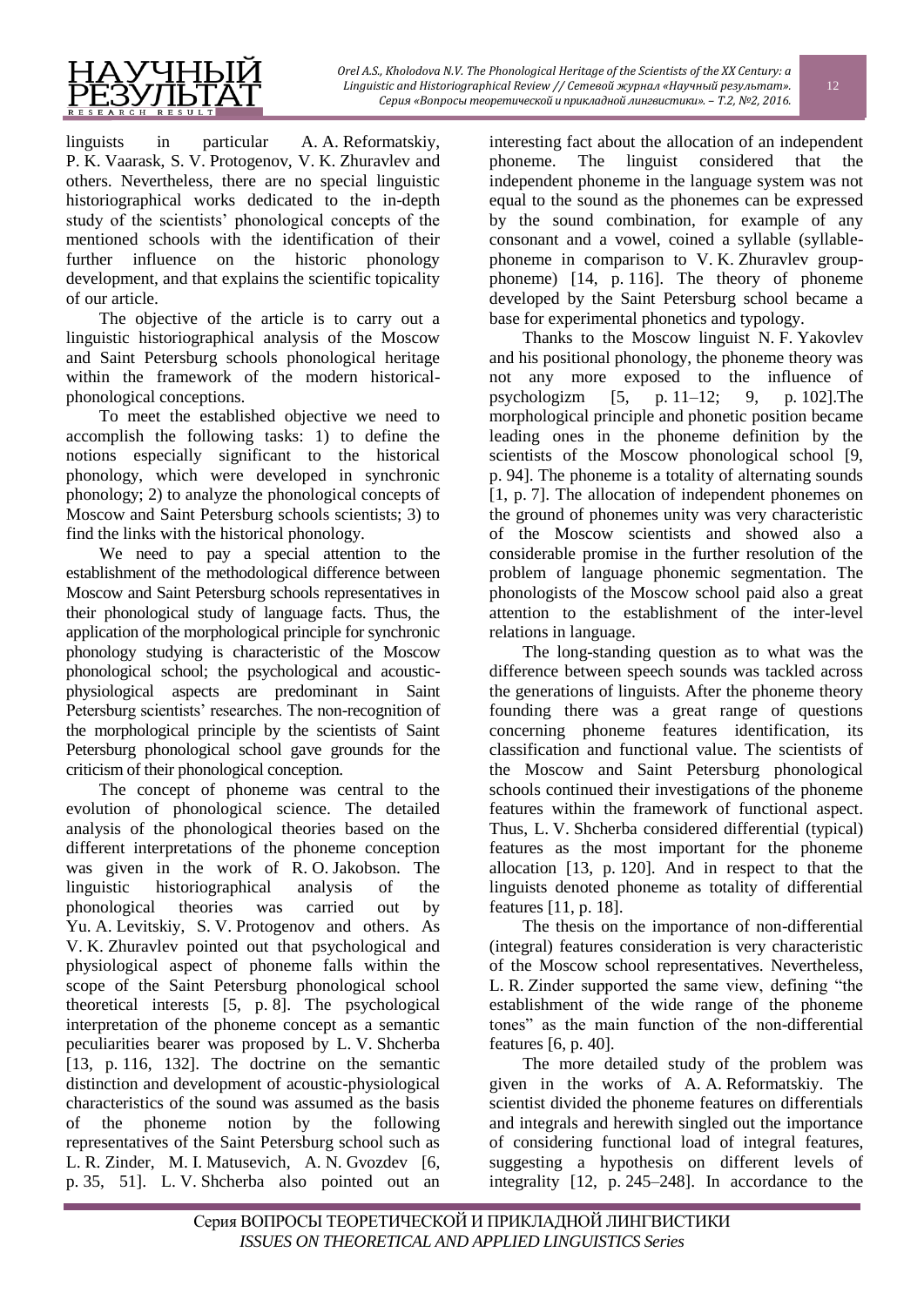linguists in particular A. A. Reformatskiy, P. K. Vaarask, S. V. Protogenov, V. K. Zhuravlev and others. Nevertheless, there are no special linguistic historiographical works dedicated to the in-depth study of the scientists' phonological concepts of the mentioned schools with the identification of their further influence on the historic phonology development, and that explains the scientific topicality of our article.

The objective of the article is to carry out a linguistic historiographical analysis of the Moscow and Saint Petersburg schools phonological heritage within the framework of the modern historical-phonological conceptions.

To meet the established objective we need to accomplish the following tasks: 1) to define the notions especially significant to the historical phonology, which were developed in synchronic phonology; 2) to analyze the phonological concepts of Moscow and Saint Petersburg schools scientists; 3) to find the links with the historical phonology.

We need to pay a special attention to the establishment of the methodological difference between Moscow and Saint Petersburg schools representatives in their phonological study of language facts. Thus, the application of the morphological principle for synchronic phonology studying is characteristic of the Moscow phonological school; the psychological and acoustic-physiological aspects are predominant in Saint Petersburg scientists' researches. The non-recognition of the morphological principle by the scientists of Saint Petersburg phonological school gave grounds for the criticism of their phonological conception.

The concept of phoneme was central to the evolution of phonological science. The detailed analysis of the phonological theories based on the different interpretations of the phoneme conception was given in the work of R. O. Jakobson. The linguistic historiographical analysis of the phonological theories was carried out by Yu. A. Levitskiy, S. V. Protogenov and others. As V. K. Zhuravlev pointed out that psychological and physiological aspect of phoneme falls within the scope of the Saint Petersburg phonological school theoretical interests [5, p. 8]. The psychological interpretation of the phoneme concept as a semantic peculiarities bearer was proposed by L. V. Shcherba [13, p. 116, 132]. The doctrine on the semantic distinction and development of acoustic-physiological characteristics of the sound was assumed as the basis of the phoneme notion by the following representatives of the Saint Petersburg school such as L. R. Zinder, M. I. Matusevich, A. N. Gvozdev [6, p. 35, 51]. L. V. Shcherba also pointed out an interesting fact about the allocation of an independent phoneme. The linguist considered that the independent phoneme in the language system was not equal to the sound as the phonemes can be expressed by the sound combination, for example of any consonant and a vowel, coined a syllable (syllable-phoneme in comparison to V. K. Zhuravlev group-phoneme) [14, p. 116]. The theory of phoneme developed by the Saint Petersburg school became a base for experimental phonetics and typology.

Thanks to the Moscow linguist N. F. Yakovlev and his positional phonology, the phoneme theory was not any more exposed to the influence of psychologizm [5, p. 11–12; 9, p. 102].The morphological principle and phonetic position became leading ones in the phoneme definition by the scientists of the Moscow phonological school [9, p. 94]. The phoneme is a totality of alternating sounds [1, p. 7]. The allocation of independent phonemes on the ground of phonemes unity was very characteristic of the Moscow scientists and showed also a considerable promise in the further resolution of the problem of language phonemic segmentation. The phonologists of the Moscow school paid also a great attention to the establishment of the inter-level relations in language.

The long-standing question as to what was the difference between speech sounds was tackled across the generations of linguists. After the phoneme theory founding there was a great range of questions concerning phoneme features identification, its classification and functional value. The scientists of the Moscow and Saint Petersburg phonological schools continued their investigations of the phoneme features within the framework of functional aspect. Thus, L. V. Shcherba considered differential (typical) features as the most important for the phoneme allocation [13, p. 120]. And in respect to that the linguists denoted phoneme as totality of differential features [11, p. 18].

The thesis on the importance of non-differential (integral) features consideration is very characteristic of the Moscow school representatives. Nevertheless, L. R. Zinder supported the same view, defining "the establishment of the wide range of the phoneme tones" as the main function of the non-differential features [6, p. 40].

The more detailed study of the problem was given in the works of A. A. Reformatskiy. The scientist divided the phoneme features on differentials and integrals and herewith singled out the importance of considering functional load of integral features, suggesting a hypothesis on different levels of integrality [12, p. 245–248]. In accordance to the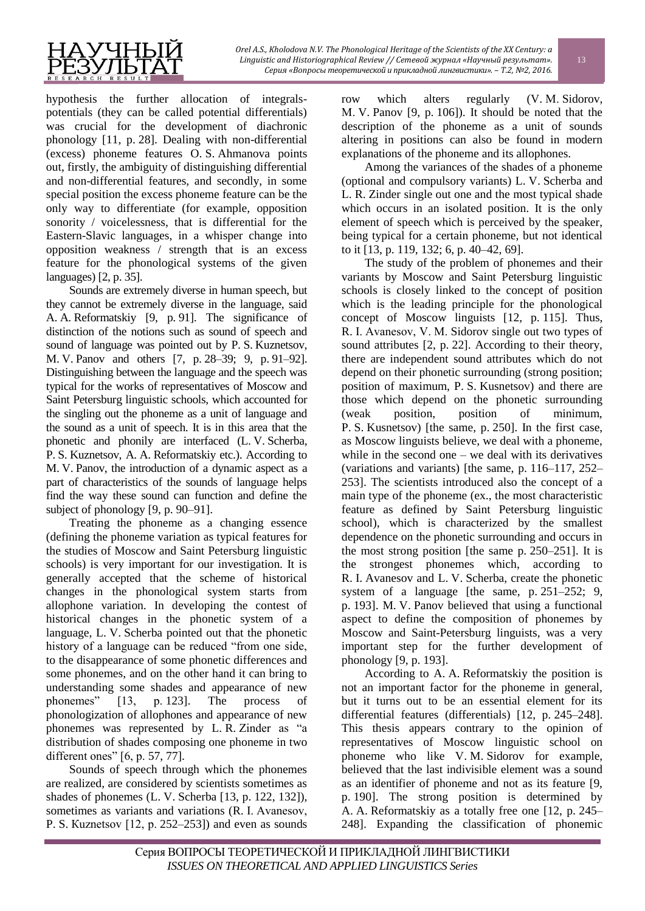hypothesis the further allocation of integrals-potentials (they can be called potential differentials) was crucial for the development of diachronic phonology [11, p. 28]. Dealing with non-differential (excess) phoneme features O. S. Ahmanova points out, firstly, the ambiguity of distinguishing differential and non-differential features, and secondly, in some special position the excess phoneme feature can be the only way to differentiate (for example, opposition sonority / voicelessness, that is differential for the Eastern-Slavic languages, in a whisper change into opposition weakness / strength that is an excess feature for the phonological systems of the given languages) [2, p. 35].

Sounds are extremely diverse in human speech, but they cannot be extremely diverse in the language, said A. A. Reformatskiy [9, p. 91]. The significance of distinction of the notions such as sound of speech and sound of language was pointed out by P. S. Kuznetsov, M. V. Panov and others [7, p. 28–39; 9, p. 91–92]. Distinguishing between the language and the speech was typical for the works of representatives of Moscow and Saint Petersburg linguistic schools, which accounted for the singling out the phoneme as a unit of language and the sound as a unit of speech. It is in this area that the phonetic and phonily are interfaced (L. V. Scherba, P. S. Kuznetsov, A. A. Reformatskiy etc.). According to M. V. Panov, the introduction of a dynamic aspect as a part of characteristics of the sounds of language helps find the way these sound can function and define the subject of phonology [9, p. 90–91].

Treating the phoneme as a changing essence (defining the phoneme variation as typical features for the studies of Moscow and Saint Petersburg linguistic schools) is very important for our investigation. It is generally accepted that the scheme of historical changes in the phonological system starts from allophone variation. In developing the contest of historical changes in the phonetic system of a language, L. V. Scherba pointed out that the phonetic history of a language can be reduced "from one side, to the disappearance of some phonetic differences and some phonemes, and on the other hand it can bring to understanding some shades and appearance of new phonemes" [13, p. 123]. The process of phonologization of allophones and appearance of new phonemes was represented by L. R. Zinder as "a distribution of shades composing one phoneme in two different ones" [6, p. 57, 77].

Sounds of speech through which the phonemes are realized, are considered by scientists sometimes as shades of phonemes (L. V. Scherba [13, p. 122, 132]), sometimes as variants and variations (R. I. Avanesov, P. S. Kuznetsov [12, p. 252–253]) and even as sounds row which alters regularly (V. M. Sidorov, M. V. Panov [9, p. 106]). It should be noted that the description of the phoneme as a unit of sounds altering in positions can also be found in modern explanations of the phoneme and its allophones.

Among the variances of the shades of a phoneme (optional and compulsory variants) L. V. Scherba and L. R. Zinder single out one and the most typical shade which occurs in an isolated position. It is the only element of speech which is perceived by the speaker, being typical for a certain phoneme, but not identical to it [13, p. 119, 132; 6, p. 40–42, 69].

The study of the problem of phonemes and their variants by Moscow and Saint Petersburg linguistic schools is closely linked to the concept of position which is the leading principle for the phonological concept of Moscow linguists [12, p. 115]. Thus, R. I. Avanesov, V. M. Sidorov single out two types of sound attributes [2, p. 22]. According to their theory, there are independent sound attributes which do not depend on their phonetic surrounding (strong position; position of maximum, P. S. Kusnetsov) and there are those which depend on the phonetic surrounding (weak position, position of minimum, P. S. Kusnetsov) [the same, p. 250]. In the first case, as Moscow linguists believe, we deal with a phoneme, while in the second one – we deal with its derivatives (variations and variants) [the same, p. 116–117, 252–253]. The scientists introduced also the concept of a main type of the phoneme (ex., the most characteristic feature as defined by Saint Petersburg linguistic school), which is characterized by the smallest dependence on the phonetic surrounding and occurs in the most strong position [the same p. 250–251]. It is the strongest phonemes which, according to R. I. Avanesov and L. V. Scherba, create the phonetic system of a language [the same, p. 251–252; 9, p. 193]. M. V. Panov believed that using a functional aspect to define the composition of phonemes by Moscow and Saint-Petersburg linguists, was a very important step for the further development of phonology [9, p. 193].

According to A. A. Reformatskiy the position is not an important factor for the phoneme in general, but it turns out to be an essential element for its differential features (differentials) [12, p. 245–248]. This thesis appears contrary to the opinion of representatives of Moscow linguistic school on phoneme who like V. M. Sidorov for example, believed that the last indivisible element was a sound as an identifier of phoneme and not as its feature [9, p. 190]. The strong position is determined by A. A. Reformatskiy as a totally free one [12, p. 245–248]. Expanding the classification of phonemic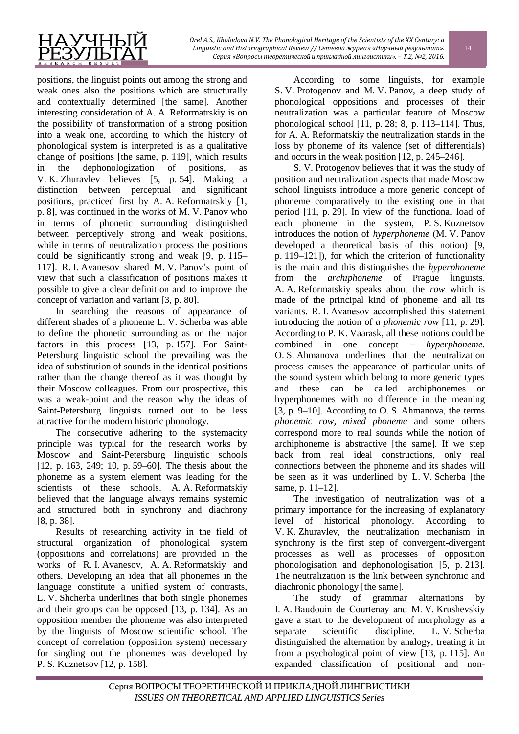positions, the linguist points out among the strong and weak ones also the positions which are structurally and contextually determined [the same]. Another interesting consideration of A. A. Reformatrskiy is on the possibility of transformation of a strong position into a weak one, according to which the history of phonological system is interpreted is as a qualitative change of positions [the same, p. 119], which results in the dephonologization of positions, as V. K. Zhuravlev believes [5, p. 54]. Making a distinction between perceptual and significant positions, practiced first by A. A. Reformatrskiy [1, p. 8], was continued in the works of M. V. Panov who in terms of phonetic surrounding distinguished between perceptively strong and weak positions, while in terms of neutralization process the positions could be significantly strong and weak [9, p. 115–117]. R. I. Avanesov shared M. V. Panov's point of view that such a classification of positions makes it possible to give a clear definition and to improve the concept of variation and variant [3, p. 80].

In searching the reasons of appearance of different shades of a phoneme L. V. Scherba was able to define the phonetic surrounding as on the major factors in this process [13, p. 157]. For Saint-Petersburg linguistic school the prevailing was the idea of substitution of sounds in the identical positions rather than the change thereof as it was thought by their Moscow colleagues. From our prospective, this was a weak-point and the reason why the ideas of Saint-Petersburg linguists turned out to be less attractive for the modern historic phonology.

The consecutive adhering to the systemacity principle was typical for the research works by Moscow and Saint-Petersburg linguistic schools [12, p. 163, 249; 10, p. 59–60]. The thesis about the phoneme as a system element was leading for the scientists of these schools. A. A. Reformatskiy believed that the language always remains systemic and structured both in synchrony and diachrony [8, p. 38].

Results of researching activity in the field of structural organization of phonological system (oppositions and correlations) are provided in the works of R. I. Avanesov, A. A. Reformatskiy and others. Developing an idea that all phonemes in the language constitute a unified system of contrasts, L. V. Shcherba underlines that both single phonemes and their groups can be opposed [13, p. 134]. As an opposition member the phoneme was also interpreted by the linguists of Moscow scientific school. The concept of correlation (opposition system) necessary for singling out the phonemes was developed by P. S. Kuznetsov [12, p. 158].

According to some linguists, for example S. V. Protogenov and M. V. Panov, a deep study of phonological oppositions and processes of their neutralization was a particular feature of Moscow phonological school [11, p. 28; 8, p. 113–114]. Thus, for A. A. Reformatskiy the neutralization stands in the loss by phoneme of its valence (set of differentials) and occurs in the weak position [12, p. 245–246].

S. V. Protogenov believes that it was the study of position and neutralization aspects that made Moscow school linguists introduce a more generic concept of phoneme comparatively to the existing one in that period [11, p. 29]. In view of the functional load of each phoneme in the system, P. S. Kuznetsov introduces the notion of *hyperphoneme* (M. V. Panov developed a theoretical basis of this notion) [9, p. 119–121]), for which the criterion of functionality is the main and this distinguishes the *hyperphoneme* from the *archiphoneme* of Prague linguists. A. A. Reformatskiy speaks about the *row* which is made of the principal kind of phoneme and all its variants. R. I. Avanesov accomplished this statement introducing the notion of *a phonemic row* [11, p. 29]. According to P. K. Vaarask, all these notions could be combined in one concept – *hyperphoneme.* O. S. Ahmanova underlines that the neutralization process causes the appearance of particular units of the sound system which belong to more generic types and these can be called archiphonemes or hyperphonemes with no difference in the meaning [3, p. 9–10]. According to O. S. Ahmanova, the terms *phonemic row*, *mixed phoneme* and some others correspond more to real sounds while the notion of archiphoneme is abstractive [the same]. If we step back from real ideal constructions, only real connections between the phoneme and its shades will be seen as it was underlined by L. V. Scherba [the same, p. 11–12].

The investigation of neutralization was of a primary importance for the increasing of explanatory level of historical phonology. According to V. K. Zhuravlev, the neutralization mechanism in synchrony is the first step of convergent-divergent processes as well as processes of opposition phonologisation and dephonologisation [5, p. 213]. The neutralization is the link between synchronic and diachronic phonology [the same].

The study of grammar alternations by I. A. Baudouin de Courtenay and M. V. Krushevskiy gave a start to the development of morphology as a separate scientific discipline. L. V. Scherba distinguished the alternation by analogy, treating it in from a psychological point of view [13, p. 115]. An expanded classification of positional and non-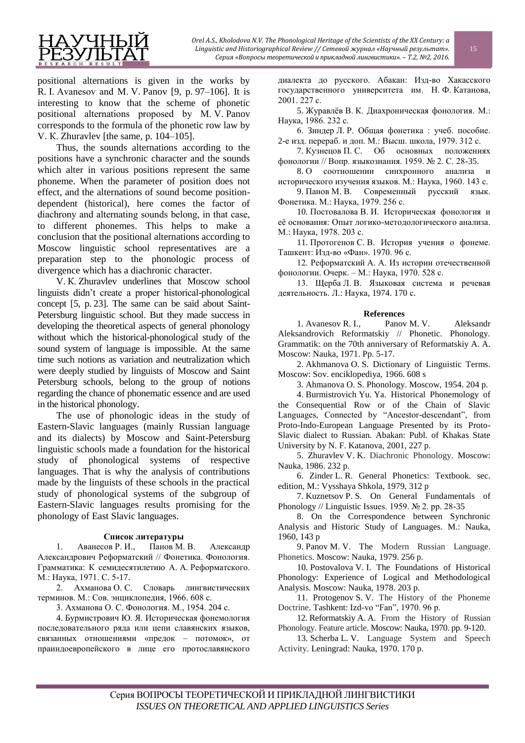positional alternations is given in the works by R. I. Avanesov and M. V. Panov [9, p. 97–106]. It is interesting to know that the scheme of phonetic positional alternations proposed by M. V. Panov corresponds to the formula of the phonetic row law by V. K. Zhuravlev [the same, p. 104–105].

Thus, the sounds alternations according to the positions have a synchronic character and the sounds which alter in various positions represent the same phoneme. When the parameter of position does not effect, and the alternations of sound become position-dependent (historical), here comes the factor of diachrony and alternating sounds belong, in that case, to different phonemes. This helps to make a conclusion that the positional alternations according to Moscow linguistic school representatives are a preparation step to the phonologic process of divergence which has a diachronic character.

V. K. Zhuravlev underlines that Moscow school linguists didn't create a proper historical-phonological concept [5, p. 23]. The same can be said about Saint-Petersburg linguistic school. But they made success in developing the theoretical aspects of general phonology without which the historical-phonological study of the sound system of language is impossible. At the same time such notions as variation and neutralization which were deeply studied by linguists of Moscow and Saint Petersburg schools, belong to the group of notions regarding the chance of phonematic essence and are used in the historical phonology.

The use of phonologic ideas in the study of Eastern-Slavic languages (mainly Russian language and its dialects) by Moscow and Saint-Petersburg linguistic schools made a foundation for the historical study of phonological systems of respective languages. That is why the analysis of contributions made by the linguists of these schools in the practical study of phonological systems of the subgroup of Eastern-Slavic languages results promising for the phonology of East Slavic languages.

### Список литературы

1. Аванесов Р. И., Панов М. В. Александр Александрович Реформатский // Фонетика. Фонология. Грамматика: К семидесятилетию А. А. Реформатского. М.: Наука, 1971. С. 5-17.
2. Ахманова О. С. Словарь лингвистических терминов. М.: Сов. энциклопедия, 1966. 608 с.
3. Ахманова О. С. Фонология. М., 1954. 204 с.
4. Бурмистрович Ю. Я. Историческая фонемология последовательного ряда или цепи славянских языков, связанных отношениями «предок – потомок», от праиндоевропейского в лице его протославянского диалекта до русского. Абакан: Изд-во Хакасского государственного университета им. Н. Ф. Катанова, 2001. 227 с.
5. Журавлёв В. К. Диахроническая фонология. М.: Наука, 1986. 232 с.
6. Зиндер Л. Р. Общая фонетика : учеб. пособие. 2-е изд. перераб. и доп. М.: Высш. школа, 1979. 312 с.
7. Кузнецов П. С. Об основных положениях фонологии // Вопр. языкознания. 1959. № 2. С. 28-35.
8. О соотношении синхронного анализа и исторического изучения языков. М.: Наука, 1960. 143 с.
9. Панов М. В. Современный русский язык. Фонетика. М.: Наука, 1979. 256 с.
10. Постовалова В. И. Историческая фонология и её основания: Опыт логико-методологического анализа. М.: Наука, 1978. 203 с.
11. Протогенов С. В. История учения о фонеме. Ташкент: Изд-во «Фан». 1970. 96 с.
12. Реформатский А. А. Из истории отечественной фонологии. Очерк. – М.: Наука, 1970. 528 с.
13. Щерба Л. В. Языковая система и речевая деятельность. Л.: Наука, 1974. 170 с.

### References

1. Avanesov R. I., Panov M. V. Aleksandr Aleksandrovich Reformatskiy // Phonetic. Phonology. Grammatik: on the 70th anniversary of Reformatskiy A. A. Moscow: Nauka, 1971. Pp. 5-17.
2. Akhmanova O. S. Dictionary of Linguistic Terms. Moscow: Sov. enciklopediya, 1966. 608 s
3. Ahmanova O. S. Phonology. Moscow, 1954. 204 p.
4. Burmistrovich Yu. Ya. Historical Phonemology of the Consequential Row or of the Chain of Slavic Languages, Connected by "Ancestor-descendant", from Proto-Indo-European Language Presented by its Proto-Slavic dialect to Russian. Abakan: Publ. of Khakas State University by N. F. Katanova, 2001, 227 p.
5. Zhuravlev V. K. Diachronic Phonology. Moscow: Nauka, 1986. 232 p.
6. Zinder L. R. General Phonetics: Textbook. sec. edition, M.: Vysshaya Shkola, 1979, 312 p
7. Kuznetsov P. S. On General Fundamentals of Phonology // Linguistic Issues. 1959. № 2. pp. 28-35
8. On the Correspondence between Synchronic Analysis and Historic Study of Languages. M.: Nauka, 1960, 143 p
9. Panov M. V. The Modern Russian Language. Phonetics. Moscow: Nauka, 1979. 256 p.
10. Postovalova V. I. The Foundations of Historical Phonology: Experience of Logical and Methodological Analysis. Moscow: Nauka, 1978. 203 p.
11. Protogenov S. V. The History of the Phoneme Doctrine. Tashkent: Izd-vo "Fan", 1970. 96 p.
12. Reformatskiy A. A. From the History of Russian Phonology. Feature article. Moscow: Nauka, 1970. pp. 9-120.
13. Scherba L. V. Language System and Speech Activity. Leningrad: Nauka, 1970. 170 p.